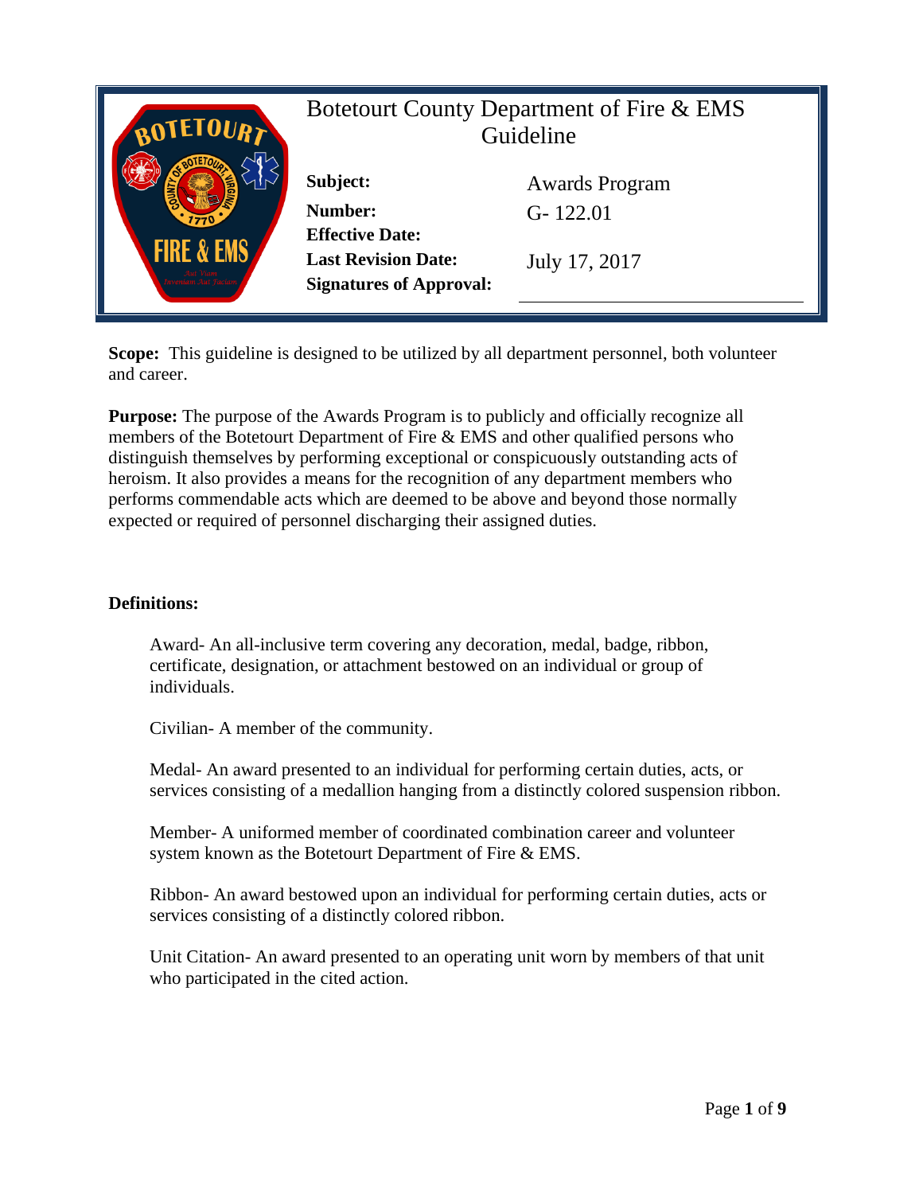# Botetourt County Department of Fire & EMS Guideline

| | |
|---|---|
| **Subject:** | Awards Program |
| **Number:** | G- 122.01 |
| **Effective Date:** | |
| **Last Revision Date:** | July 17, 2017 |
| **Signatures of Approval:** | |

**Scope:** This guideline is designed to be utilized by all department personnel, both volunteer and career.

**Purpose:** The purpose of the Awards Program is to publicly and officially recognize all members of the Botetourt Department of Fire & EMS and other qualified persons who distinguish themselves by performing exceptional or conspicuously outstanding acts of heroism. It also provides a means for the recognition of any department members who performs commendable acts which are deemed to be above and beyond those normally expected or required of personnel discharging their assigned duties.

**Definitions:**

Award- An all-inclusive term covering any decoration, medal, badge, ribbon, certificate, designation, or attachment bestowed on an individual or group of individuals.

Civilian- A member of the community.

Medal- An award presented to an individual for performing certain duties, acts, or services consisting of a medallion hanging from a distinctly colored suspension ribbon.

Member- A uniformed member of coordinated combination career and volunteer system known as the Botetourt Department of Fire & EMS.

Ribbon- An award bestowed upon an individual for performing certain duties, acts or services consisting of a distinctly colored ribbon.

Unit Citation- An award presented to an operating unit worn by members of that unit who participated in the cited action.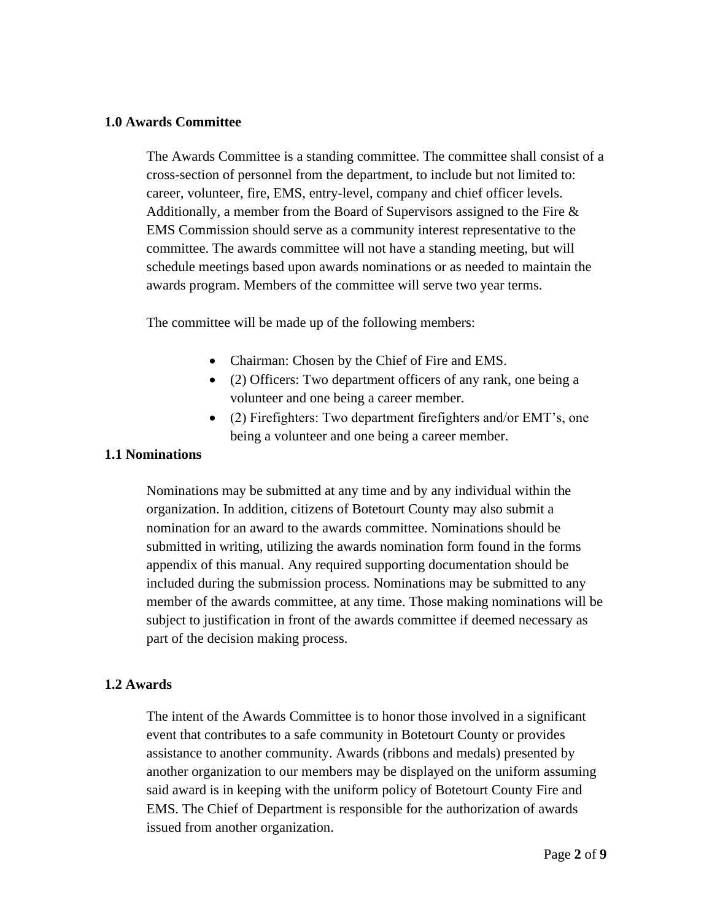## 1.0 Awards Committee

The Awards Committee is a standing committee. The committee shall consist of a cross-section of personnel from the department, to include but not limited to: career, volunteer, fire, EMS, entry-level, company and chief officer levels. Additionally, a member from the Board of Supervisors assigned to the Fire & EMS Commission should serve as a community interest representative to the committee. The awards committee will not have a standing meeting, but will schedule meetings based upon awards nominations or as needed to maintain the awards program. Members of the committee will serve two year terms.

The committee will be made up of the following members:

- Chairman: Chosen by the Chief of Fire and EMS.
- (2) Officers: Two department officers of any rank, one being a volunteer and one being a career member.
- (2) Firefighters: Two department firefighters and/or EMT's, one being a volunteer and one being a career member.

## 1.1 Nominations

Nominations may be submitted at any time and by any individual within the organization. In addition, citizens of Botetourt County may also submit a nomination for an award to the awards committee. Nominations should be submitted in writing, utilizing the awards nomination form found in the forms appendix of this manual. Any required supporting documentation should be included during the submission process. Nominations may be submitted to any member of the awards committee, at any time. Those making nominations will be subject to justification in front of the awards committee if deemed necessary as part of the decision making process.

## 1.2 Awards

The intent of the Awards Committee is to honor those involved in a significant event that contributes to a safe community in Botetourt County or provides assistance to another community. Awards (ribbons and medals) presented by another organization to our members may be displayed on the uniform assuming said award is in keeping with the uniform policy of Botetourt County Fire and EMS. The Chief of Department is responsible for the authorization of awards issued from another organization.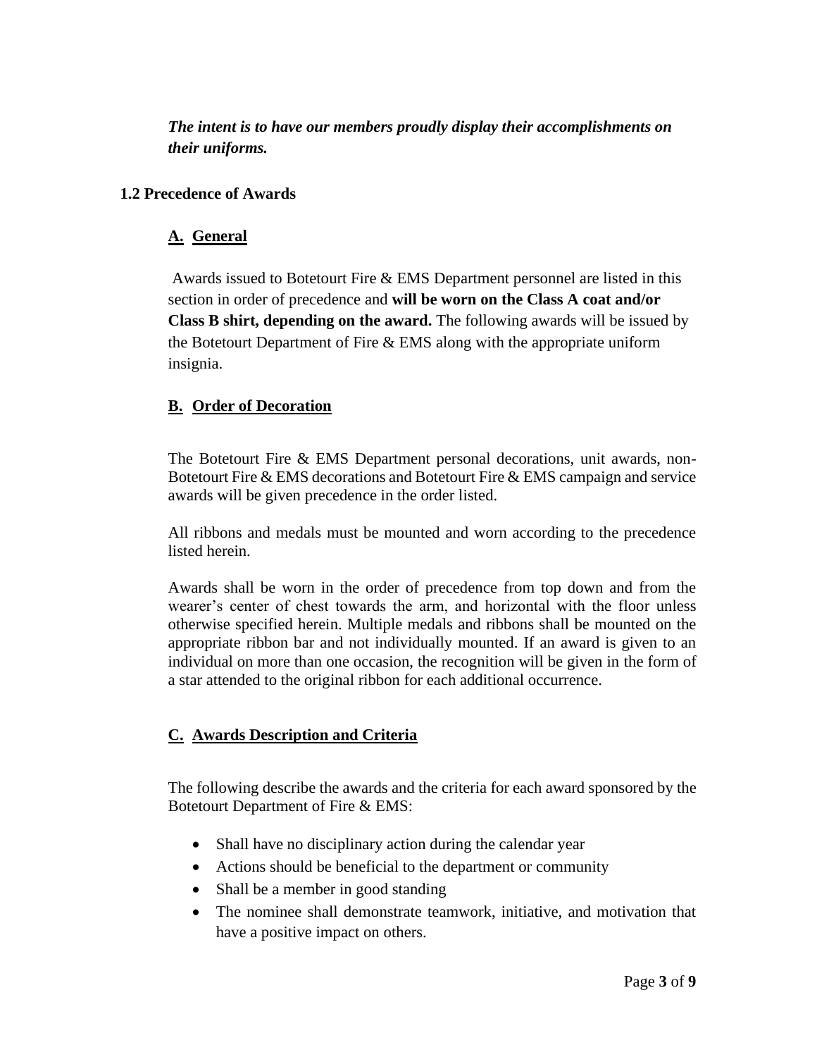***The intent is to have our members proudly display their accomplishments on their uniforms.***

## 1.2 Precedence of Awards

### A. General

Awards issued to Botetourt Fire & EMS Department personnel are listed in this section in order of precedence and **will be worn on the Class A coat and/or Class B shirt, depending on the award.** The following awards will be issued by the Botetourt Department of Fire & EMS along with the appropriate uniform insignia.

### B. Order of Decoration

The Botetourt Fire & EMS Department personal decorations, unit awards, non-Botetourt Fire & EMS decorations and Botetourt Fire & EMS campaign and service awards will be given precedence in the order listed.

All ribbons and medals must be mounted and worn according to the precedence listed herein.

Awards shall be worn in the order of precedence from top down and from the wearer's center of chest towards the arm, and horizontal with the floor unless otherwise specified herein. Multiple medals and ribbons shall be mounted on the appropriate ribbon bar and not individually mounted. If an award is given to an individual on more than one occasion, the recognition will be given in the form of a star attended to the original ribbon for each additional occurrence.

### C. Awards Description and Criteria

The following describe the awards and the criteria for each award sponsored by the Botetourt Department of Fire & EMS:

- Shall have no disciplinary action during the calendar year
- Actions should be beneficial to the department or community
- Shall be a member in good standing
- The nominee shall demonstrate teamwork, initiative, and motivation that have a positive impact on others.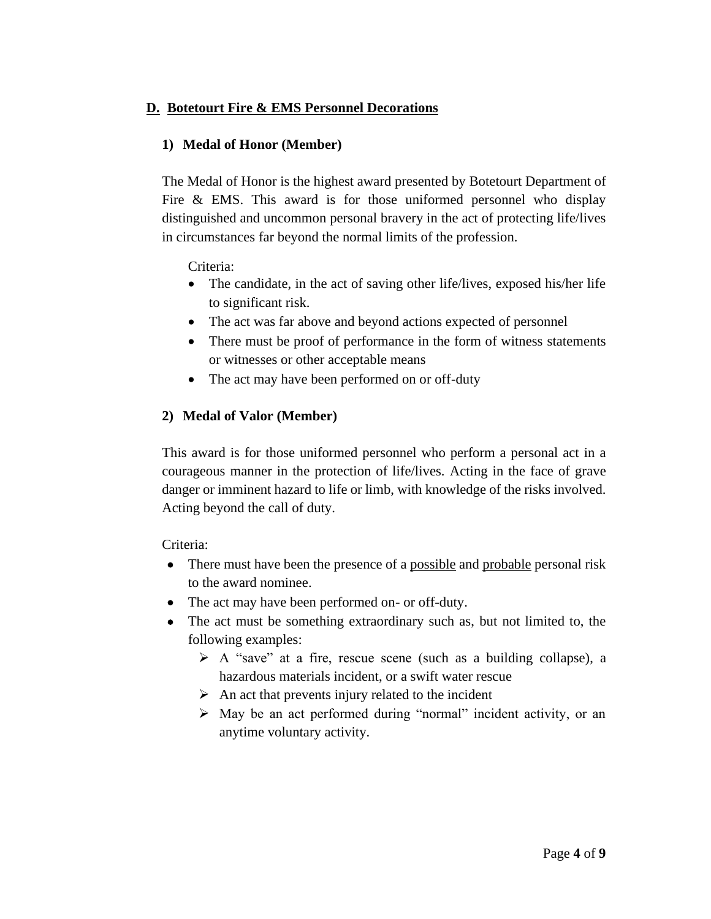## D. Botetourt Fire & EMS Personnel Decorations

### 1) Medal of Honor (Member)

The Medal of Honor is the highest award presented by Botetourt Department of Fire & EMS. This award is for those uniformed personnel who display distinguished and uncommon personal bravery in the act of protecting life/lives in circumstances far beyond the normal limits of the profession.

Criteria:

- The candidate, in the act of saving other life/lives, exposed his/her life to significant risk.
- The act was far above and beyond actions expected of personnel
- There must be proof of performance in the form of witness statements or witnesses or other acceptable means
- The act may have been performed on or off-duty

### 2) Medal of Valor (Member)

This award is for those uniformed personnel who perform a personal act in a courageous manner in the protection of life/lives. Acting in the face of grave danger or imminent hazard to life or limb, with knowledge of the risks involved. Acting beyond the call of duty.

Criteria:

- There must have been the presence of a <u>possible</u> and <u>probable</u> personal risk to the award nominee.
- The act may have been performed on- or off-duty.
- The act must be something extraordinary such as, but not limited to, the following examples:
  - A "save" at a fire, rescue scene (such as a building collapse), a hazardous materials incident, or a swift water rescue
  - An act that prevents injury related to the incident
  - May be an act performed during "normal" incident activity, or an anytime voluntary activity.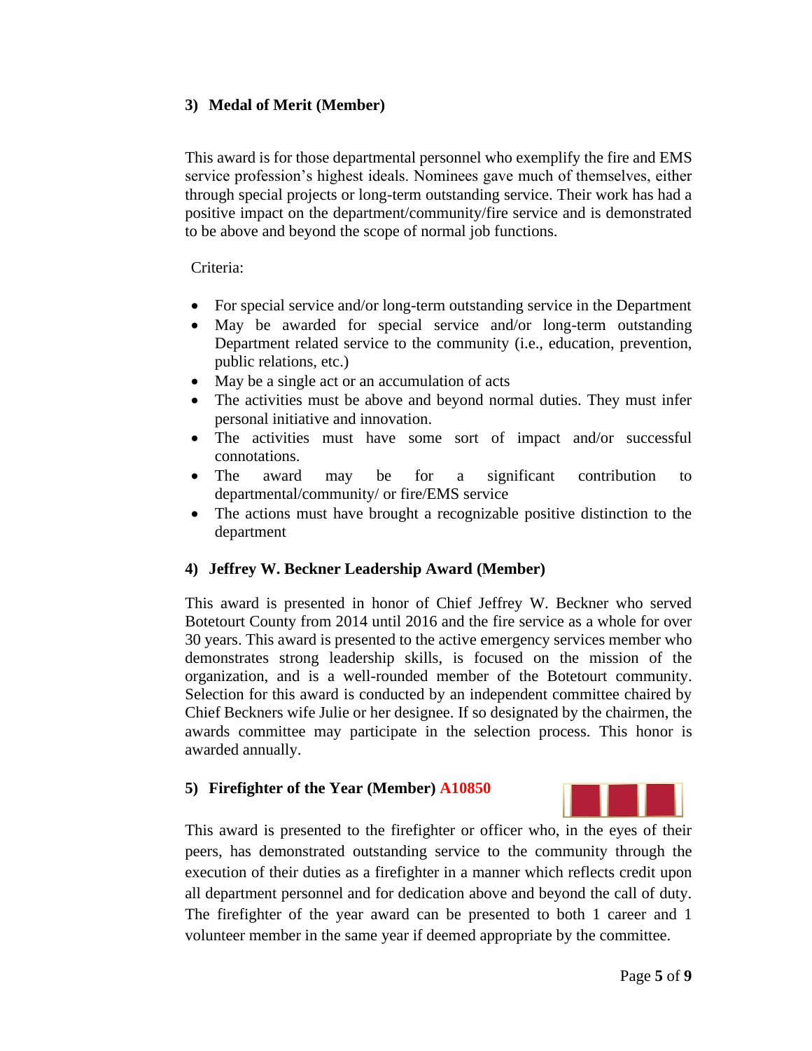### 3) Medal of Merit (Member)

This award is for those departmental personnel who exemplify the fire and EMS service profession's highest ideals. Nominees gave much of themselves, either through special projects or long-term outstanding service. Their work has had a positive impact on the department/community/fire service and is demonstrated to be above and beyond the scope of normal job functions.

Criteria:

- For special service and/or long-term outstanding service in the Department
- May be awarded for special service and/or long-term outstanding Department related service to the community (i.e., education, prevention, public relations, etc.)
- May be a single act or an accumulation of acts
- The activities must be above and beyond normal duties. They must infer personal initiative and innovation.
- The activities must have some sort of impact and/or successful connotations.
- The award may be for a significant contribution to departmental/community/ or fire/EMS service
- The actions must have brought a recognizable positive distinction to the department

### 4) Jeffrey W. Beckner Leadership Award (Member)

This award is presented in honor of Chief Jeffrey W. Beckner who served Botetourt County from 2014 until 2016 and the fire service as a whole for over 30 years. This award is presented to the active emergency services member who demonstrates strong leadership skills, is focused on the mission of the organization, and is a well-rounded member of the Botetourt community. Selection for this award is conducted by an independent committee chaired by Chief Beckners wife Julie or her designee. If so designated by the chairmen, the awards committee may participate in the selection process. This honor is awarded annually.

### 5) Firefighter of the Year (Member) A10850

This award is presented to the firefighter or officer who, in the eyes of their peers, has demonstrated outstanding service to the community through the execution of their duties as a firefighter in a manner which reflects credit upon all department personnel and for dedication above and beyond the call of duty. The firefighter of the year award can be presented to both 1 career and 1 volunteer member in the same year if deemed appropriate by the committee.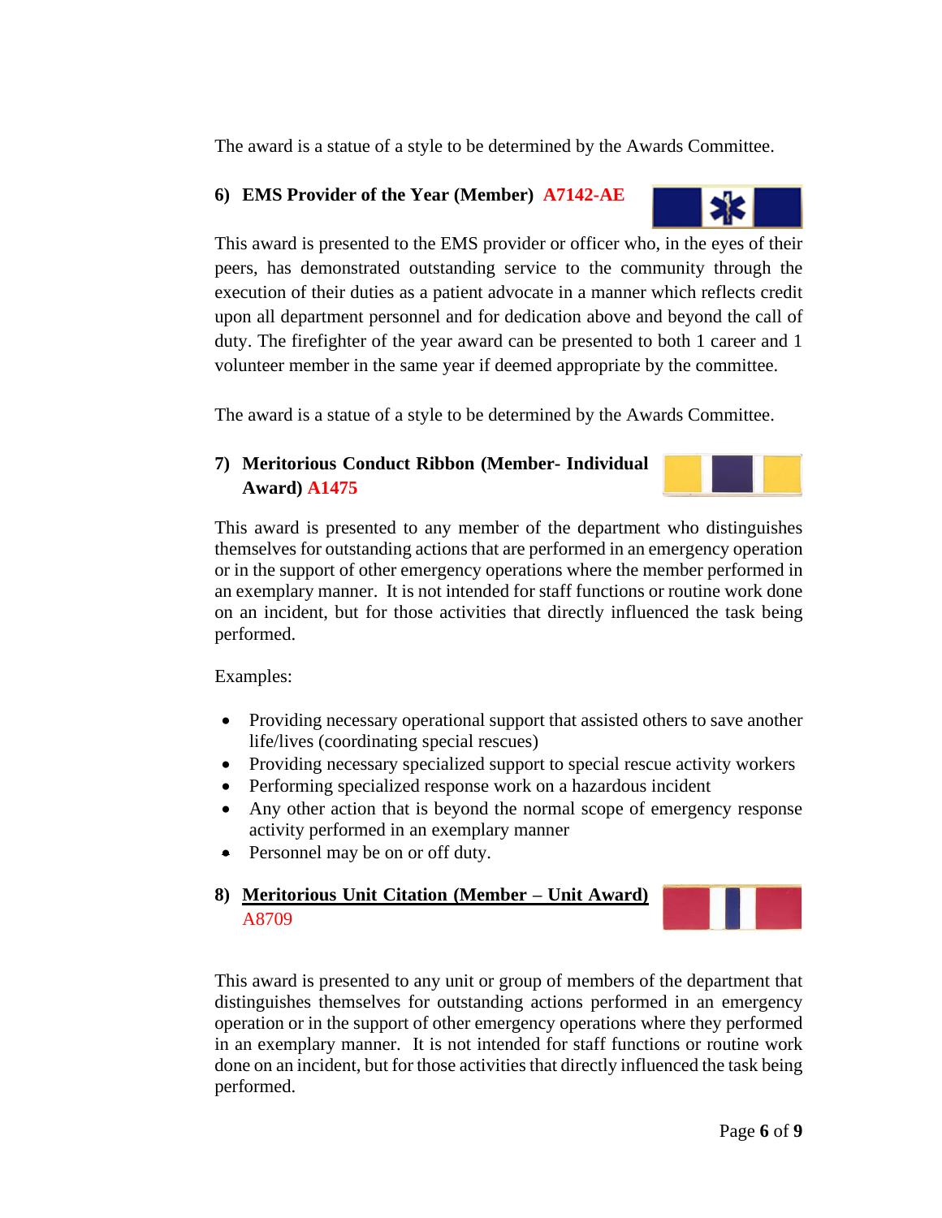The award is a statue of a style to be determined by the Awards Committee.

### 6) EMS Provider of the Year (Member) A7142-AE

This award is presented to the EMS provider or officer who, in the eyes of their peers, has demonstrated outstanding service to the community through the execution of their duties as a patient advocate in a manner which reflects credit upon all department personnel and for dedication above and beyond the call of duty. The firefighter of the year award can be presented to both 1 career and 1 volunteer member in the same year if deemed appropriate by the committee.

The award is a statue of a style to be determined by the Awards Committee.

### 7) Meritorious Conduct Ribbon (Member- Individual Award) A1475

This award is presented to any member of the department who distinguishes themselves for outstanding actions that are performed in an emergency operation or in the support of other emergency operations where the member performed in an exemplary manner. It is not intended for staff functions or routine work done on an incident, but for those activities that directly influenced the task being performed.

Examples:

- Providing necessary operational support that assisted others to save another life/lives (coordinating special rescues)
- Providing necessary specialized support to special rescue activity workers
- Performing specialized response work on a hazardous incident
- Any other action that is beyond the normal scope of emergency response activity performed in an exemplary manner
- Personnel may be on or off duty.

### 8) Meritorious Unit Citation (Member – Unit Award) A8709

This award is presented to any unit or group of members of the department that distinguishes themselves for outstanding actions performed in an emergency operation or in the support of other emergency operations where they performed in an exemplary manner. It is not intended for staff functions or routine work done on an incident, but for those activities that directly influenced the task being performed.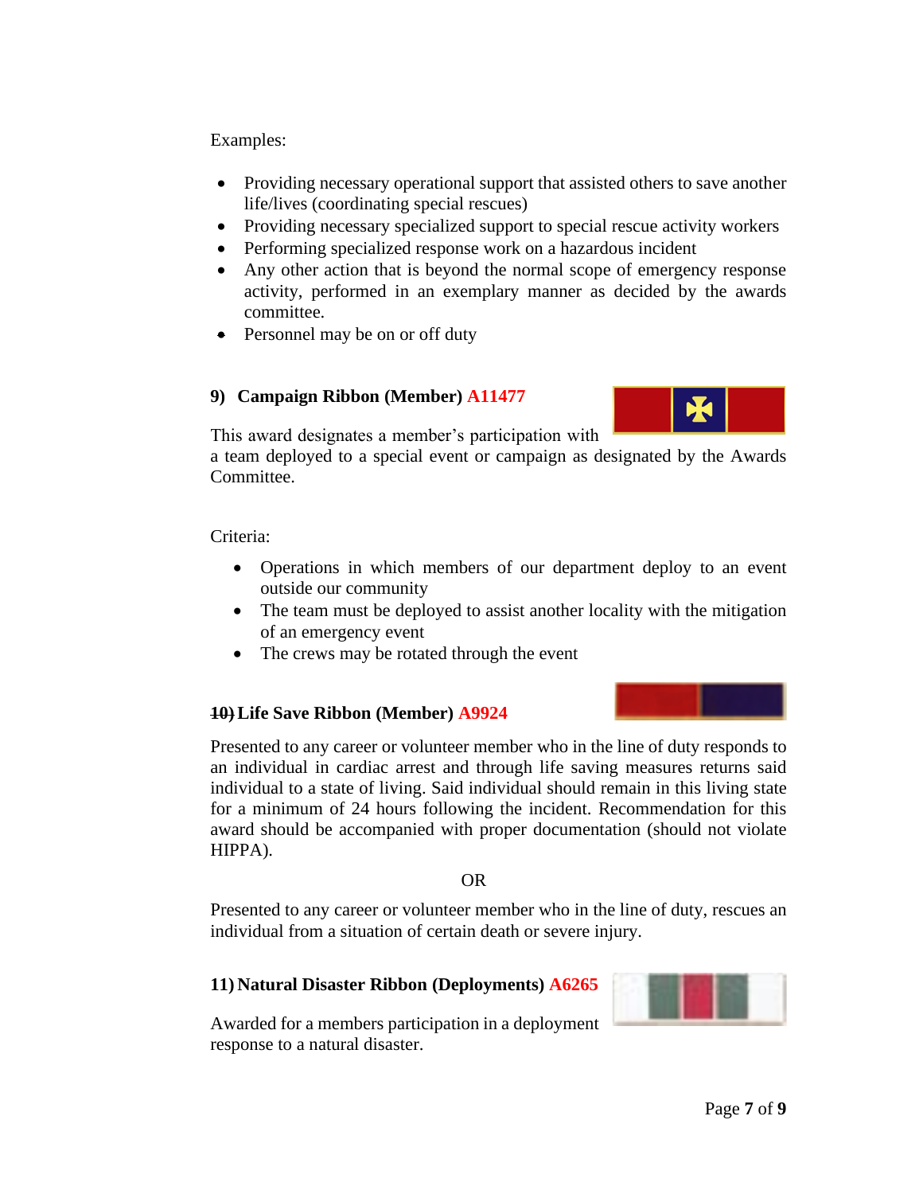Examples:

- Providing necessary operational support that assisted others to save another life/lives (coordinating special rescues)
- Providing necessary specialized support to special rescue activity workers
- Performing specialized response work on a hazardous incident
- Any other action that is beyond the normal scope of emergency response activity, performed in an exemplary manner as decided by the awards committee.
- Personnel may be on or off duty

### 9) Campaign Ribbon (Member) A11477

This award designates a member's participation with a team deployed to a special event or campaign as designated by the Awards Committee.

Criteria:

- Operations in which members of our department deploy to an event outside our community
- The team must be deployed to assist another locality with the mitigation of an emergency event
- The crews may be rotated through the event

### ~~10)~~ Life Save Ribbon (Member) A9924

Presented to any career or volunteer member who in the line of duty responds to an individual in cardiac arrest and through life saving measures returns said individual to a state of living. Said individual should remain in this living state for a minimum of 24 hours following the incident. Recommendation for this award should be accompanied with proper documentation (should not violate HIPPA).

OR

Presented to any career or volunteer member who in the line of duty, rescues an individual from a situation of certain death or severe injury.

### 11) Natural Disaster Ribbon (Deployments) A6265

Awarded for a members participation in a deployment response to a natural disaster.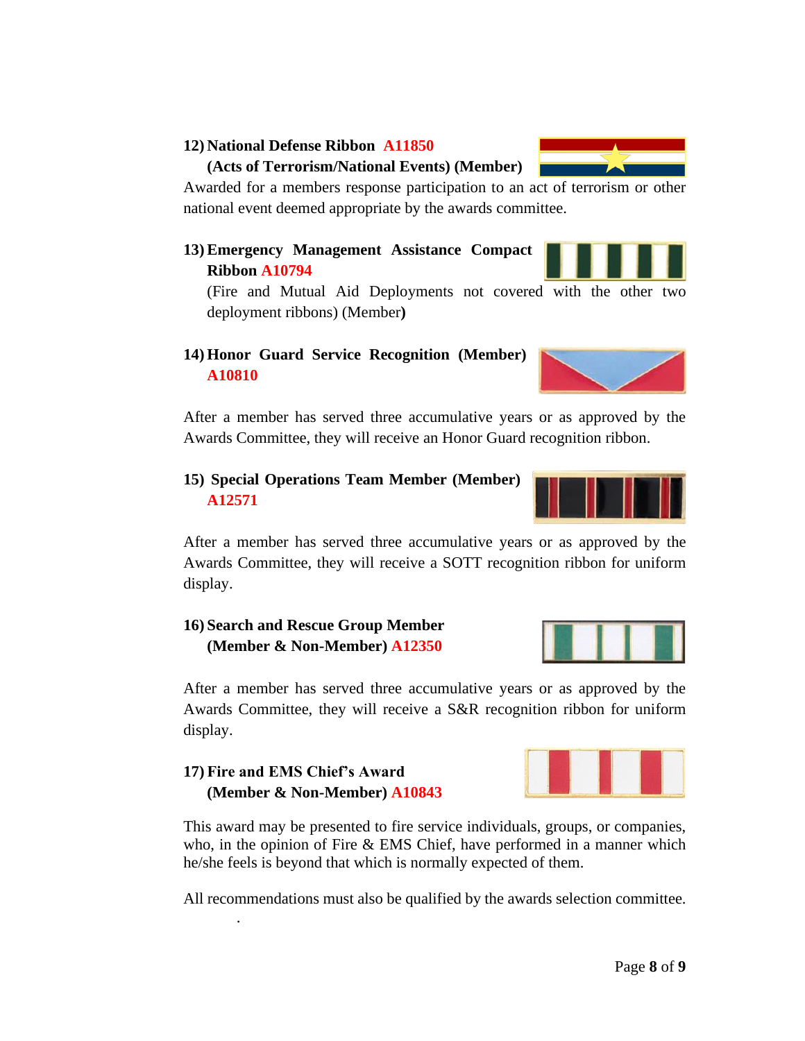**12) National Defense Ribbon A11850**
**(Acts of Terrorism/National Events) (Member)**

Awarded for a members response participation to an act of terrorism or other national event deemed appropriate by the awards committee.

**13) Emergency Management Assistance Compact Ribbon A10794**

(Fire and Mutual Aid Deployments not covered with the other two deployment ribbons) (Member**)**

**14) Honor Guard Service Recognition (Member) A10810**

After a member has served three accumulative years or as approved by the Awards Committee, they will receive an Honor Guard recognition ribbon.

**15) Special Operations Team Member (Member) A12571**

After a member has served three accumulative years or as approved by the Awards Committee, they will receive a SOTT recognition ribbon for uniform display.

**16) Search and Rescue Group Member (Member & Non-Member) A12350**

After a member has served three accumulative years or as approved by the Awards Committee, they will receive a S&R recognition ribbon for uniform display.

**17) Fire and EMS Chief's Award (Member & Non-Member) A10843**

This award may be presented to fire service individuals, groups, or companies, who, in the opinion of Fire & EMS Chief, have performed in a manner which he/she feels is beyond that which is normally expected of them.

All recommendations must also be qualified by the awards selection committee.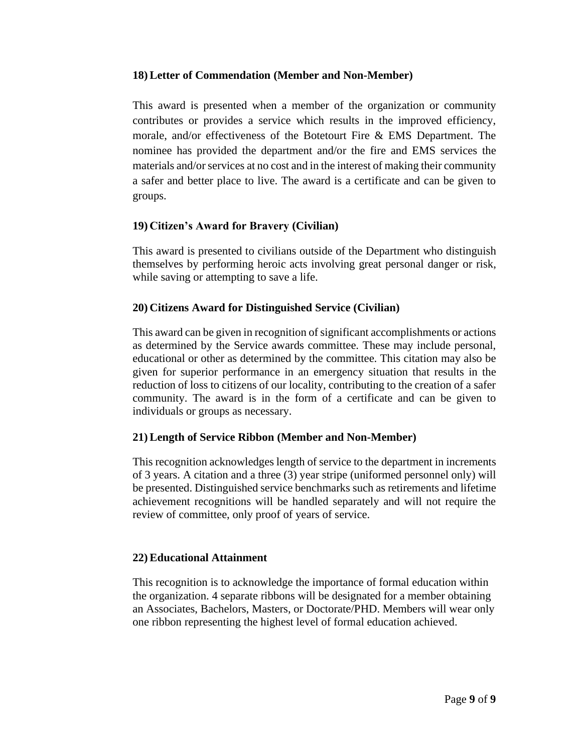**18) Letter of Commendation (Member and Non-Member)**

This award is presented when a member of the organization or community contributes or provides a service which results in the improved efficiency, morale, and/or effectiveness of the Botetourt Fire & EMS Department. The nominee has provided the department and/or the fire and EMS services the materials and/or services at no cost and in the interest of making their community a safer and better place to live. The award is a certificate and can be given to groups.

**19) Citizen's Award for Bravery (Civilian)**

This award is presented to civilians outside of the Department who distinguish themselves by performing heroic acts involving great personal danger or risk, while saving or attempting to save a life.

**20) Citizens Award for Distinguished Service (Civilian)**

This award can be given in recognition of significant accomplishments or actions as determined by the Service awards committee. These may include personal, educational or other as determined by the committee. This citation may also be given for superior performance in an emergency situation that results in the reduction of loss to citizens of our locality, contributing to the creation of a safer community. The award is in the form of a certificate and can be given to individuals or groups as necessary.

**21) Length of Service Ribbon (Member and Non-Member)**

This recognition acknowledges length of service to the department in increments of 3 years. A citation and a three (3) year stripe (uniformed personnel only) will be presented. Distinguished service benchmarks such as retirements and lifetime achievement recognitions will be handled separately and will not require the review of committee, only proof of years of service.

**22) Educational Attainment**

This recognition is to acknowledge the importance of formal education within the organization. 4 separate ribbons will be designated for a member obtaining an Associates, Bachelors, Masters, or Doctorate/PHD. Members will wear only one ribbon representing the highest level of formal education achieved.